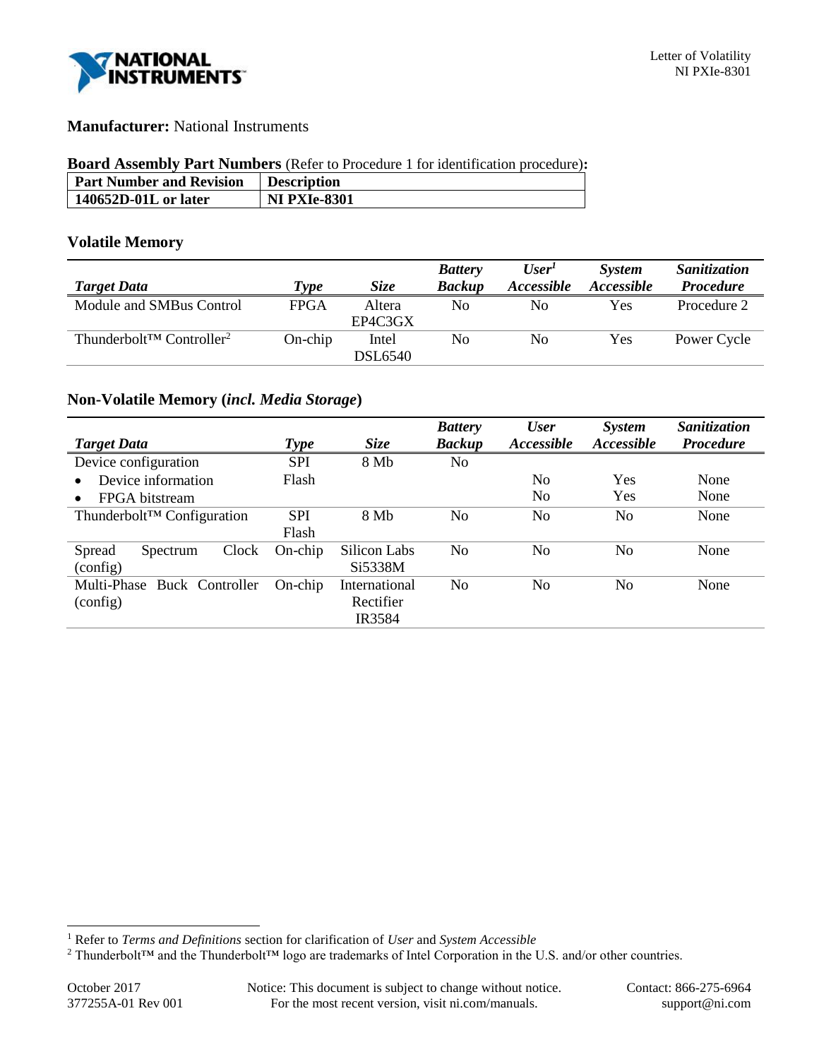**Manufacturer:** National Instruments

**Board Assembly Part Numbers** (Refer to Procedure 1 for identification procedure)**:**

| Part Number and Revision | Description |
|---|---|
| **140652D-01L or later** | **NI PXIe-8301** |

## Volatile Memory

| *Target Data* | *Type* | *Size* | *Battery Backup* | *User[1] Accessible* | *System Accessible* | *Sanitization Procedure* |
|---|---|---|---|---|---|---|
| Module and SMBus Control | FPGA | Altera EP4C3GX | No | No | Yes | Procedure 2 |
| Thunderbolt™ Controller[2] | On-chip | Intel DSL6540 | No | No | Yes | Power Cycle |

## Non-Volatile Memory (*incl. Media Storage*)

| *Target Data* | *Type* | *Size* | *Battery Backup* | *User Accessible* | *System Accessible* | *Sanitization Procedure* |
|---|---|---|---|---|---|---|
| Device configuration | SPI Flash | 8 Mb | No | | | |
| • Device information | | | | No | Yes | None |
| • FPGA bitstream | | | | No | Yes | None |
| Thunderbolt™ Configuration | SPI Flash | 8 Mb | No | No | No | None |
| Spread Spectrum Clock (config) | On-chip | Silicon Labs Si5338M | No | No | No | None |
| Multi-Phase Buck Controller (config) | On-chip | International Rectifier IR3584 | No | No | No | None |

[1] Refer to *Terms and Definitions* section for clarification of *User* and *System Accessible*

[2] Thunderbolt™ and the Thunderbolt™ logo are trademarks of Intel Corporation in the U.S. and/or other countries.

October 2017
377255A-01 Rev 001

Notice: This document is subject to change without notice.
For the most recent version, visit ni.com/manuals.

Contact: 866-275-6964
support@ni.com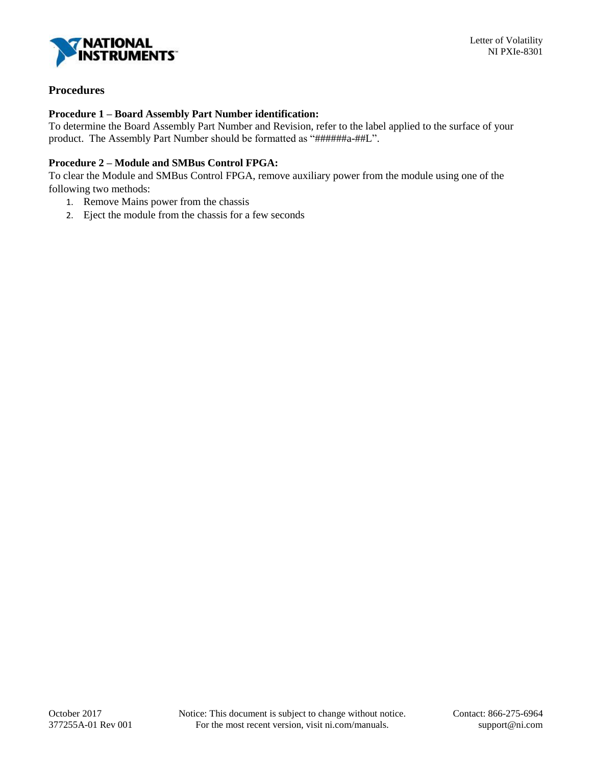## Procedures

**Procedure 1 – Board Assembly Part Number identification:**
To determine the Board Assembly Part Number and Revision, refer to the label applied to the surface of your product. The Assembly Part Number should be formatted as "######a-##L".

**Procedure 2 – Module and SMBus Control FPGA:**
To clear the Module and SMBus Control FPGA, remove auxiliary power from the module using one of the following two methods:

1. Remove Mains power from the chassis
2. Eject the module from the chassis for a few seconds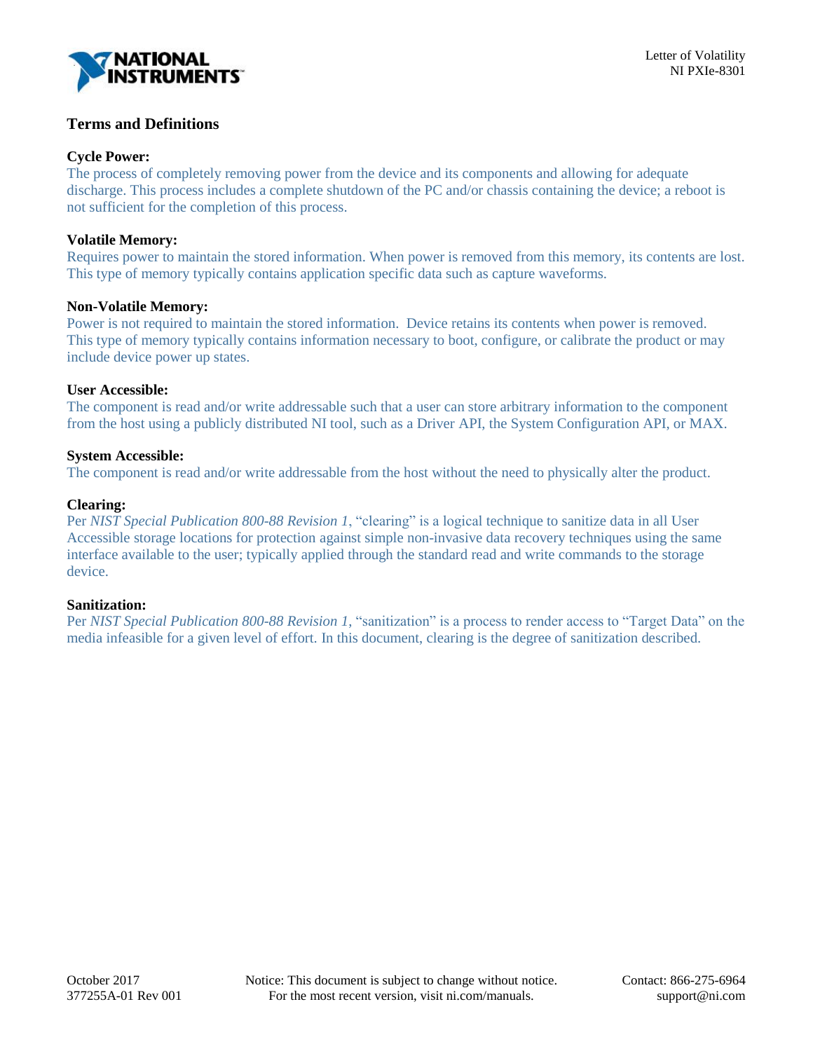## Terms and Definitions

**Cycle Power:**

The process of completely removing power from the device and its components and allowing for adequate discharge. This process includes a complete shutdown of the PC and/or chassis containing the device; a reboot is not sufficient for the completion of this process.

**Volatile Memory:**

Requires power to maintain the stored information. When power is removed from this memory, its contents are lost. This type of memory typically contains application specific data such as capture waveforms.

**Non-Volatile Memory:**

Power is not required to maintain the stored information. Device retains its contents when power is removed. This type of memory typically contains information necessary to boot, configure, or calibrate the product or may include device power up states.

**User Accessible:**

The component is read and/or write addressable such that a user can store arbitrary information to the component from the host using a publicly distributed NI tool, such as a Driver API, the System Configuration API, or MAX.

**System Accessible:**

The component is read and/or write addressable from the host without the need to physically alter the product.

**Clearing:**

Per *NIST Special Publication 800-88 Revision 1*, "clearing" is a logical technique to sanitize data in all User Accessible storage locations for protection against simple non-invasive data recovery techniques using the same interface available to the user; typically applied through the standard read and write commands to the storage device.

**Sanitization:**

Per *NIST Special Publication 800-88 Revision 1*, "sanitization" is a process to render access to "Target Data" on the media infeasible for a given level of effort. In this document, clearing is the degree of sanitization described.